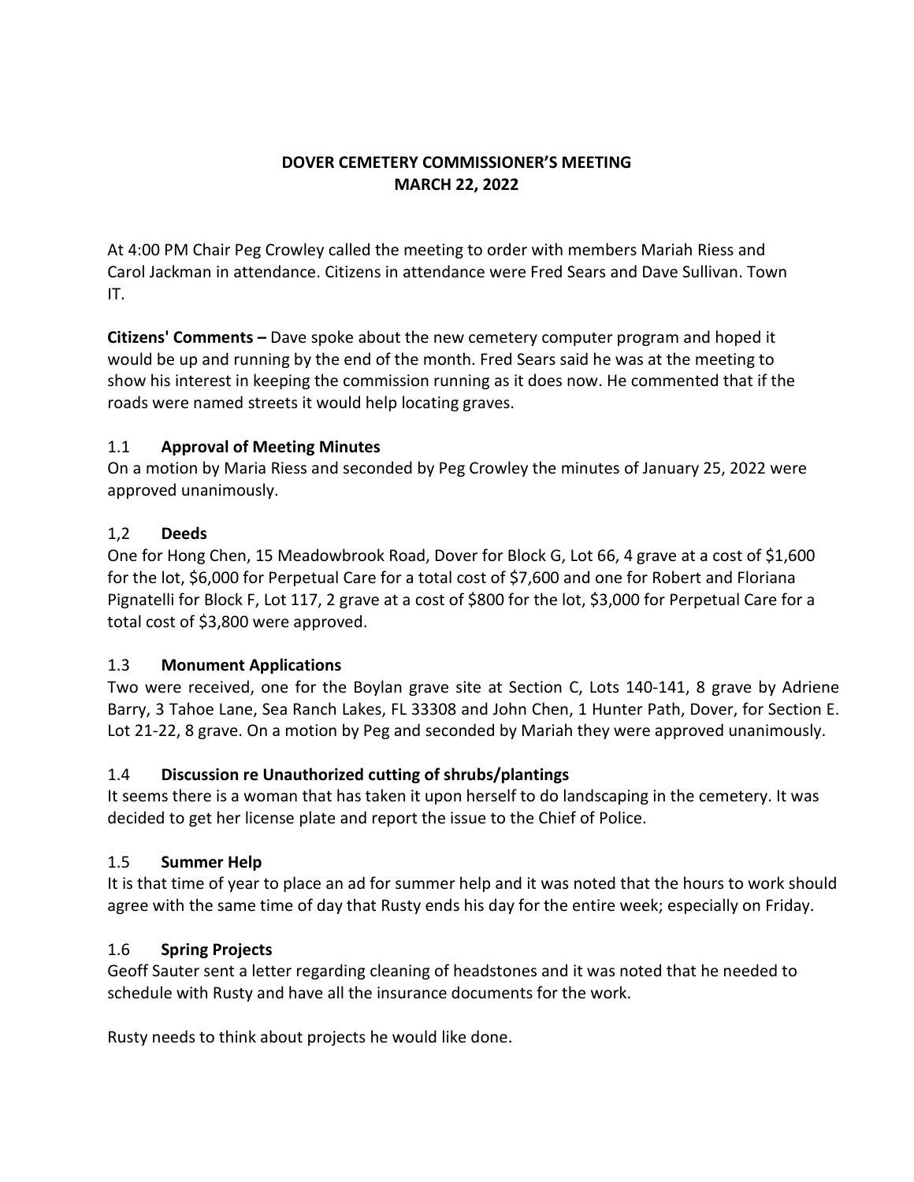**DOVER CEMETERY COMMISSIONER'S MEETING**
**MARCH 22, 2022**

At 4:00 PM Chair Peg Crowley called the meeting to order with members Mariah Riess and Carol Jackman in attendance. Citizens in attendance were Fred Sears and Dave Sullivan. Town IT.

**Citizens' Comments –** Dave spoke about the new cemetery computer program and hoped it would be up and running by the end of the month. Fred Sears said he was at the meeting to show his interest in keeping the commission running as it does now. He commented that if the roads were named streets it would help locating graves.

1.1 **Approval of Meeting Minutes**
On a motion by Maria Riess and seconded by Peg Crowley the minutes of January 25, 2022 were approved unanimously.

1,2 **Deeds**
One for Hong Chen, 15 Meadowbrook Road, Dover for Block G, Lot 66, 4 grave at a cost of $1,600 for the lot, $6,000 for Perpetual Care for a total cost of $7,600 and one for Robert and Floriana Pignatelli for Block F, Lot 117, 2 grave at a cost of $800 for the lot, $3,000 for Perpetual Care for a total cost of $3,800 were approved.

1.3 **Monument Applications**
Two were received, one for the Boylan grave site at Section C, Lots 140-141, 8 grave by Adriene Barry, 3 Tahoe Lane, Sea Ranch Lakes, FL 33308 and John Chen, 1 Hunter Path, Dover, for Section E. Lot 21-22, 8 grave. On a motion by Peg and seconded by Mariah they were approved unanimously.

1.4 **Discussion re Unauthorized cutting of shrubs/plantings**
It seems there is a woman that has taken it upon herself to do landscaping in the cemetery. It was decided to get her license plate and report the issue to the Chief of Police.

1.5 **Summer Help**
It is that time of year to place an ad for summer help and it was noted that the hours to work should agree with the same time of day that Rusty ends his day for the entire week; especially on Friday.

1.6 **Spring Projects**
Geoff Sauter sent a letter regarding cleaning of headstones and it was noted that he needed to schedule with Rusty and have all the insurance documents for the work.

Rusty needs to think about projects he would like done.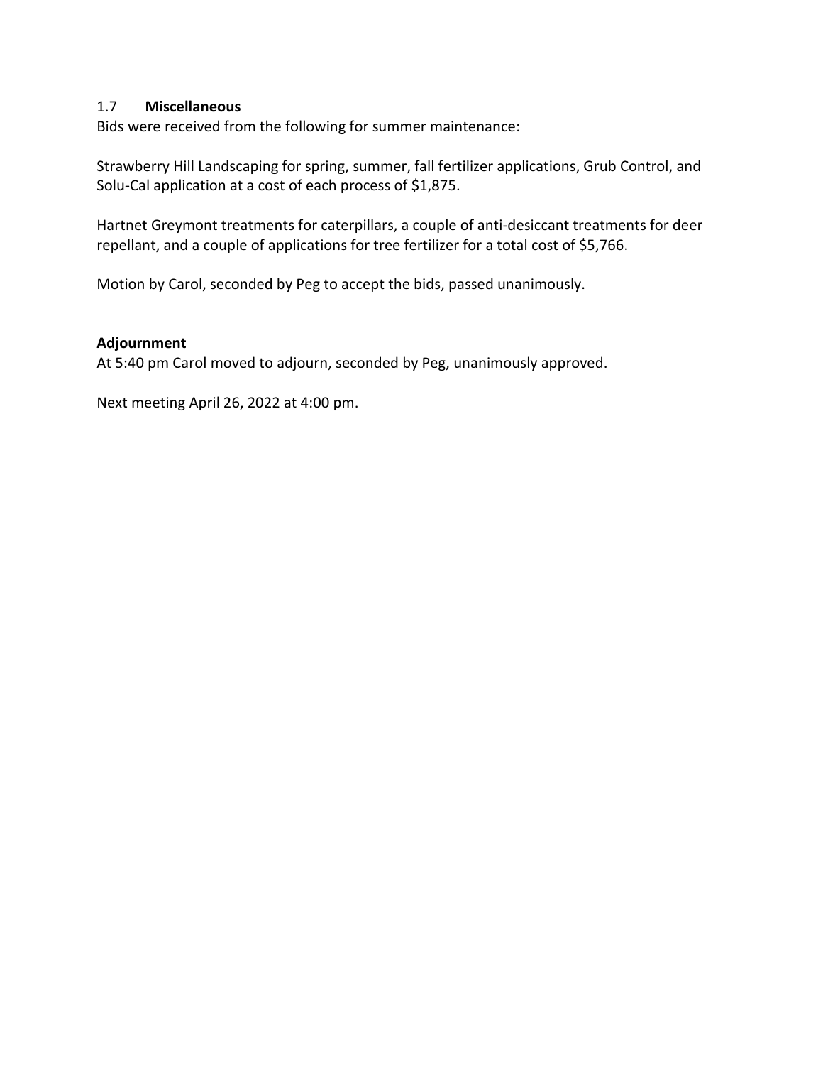### 1.7 **Miscellaneous**

Bids were received from the following for summer maintenance:

Strawberry Hill Landscaping for spring, summer, fall fertilizer applications, Grub Control, and Solu-Cal application at a cost of each process of $1,875.

Hartnet Greymont treatments for caterpillars, a couple of anti-desiccant treatments for deer repellant, and a couple of applications for tree fertilizer for a total cost of $5,766.

Motion by Carol, seconded by Peg to accept the bids, passed unanimously.

**Adjournment**

At 5:40 pm Carol moved to adjourn, seconded by Peg, unanimously approved.

Next meeting April 26, 2022 at 4:00 pm.